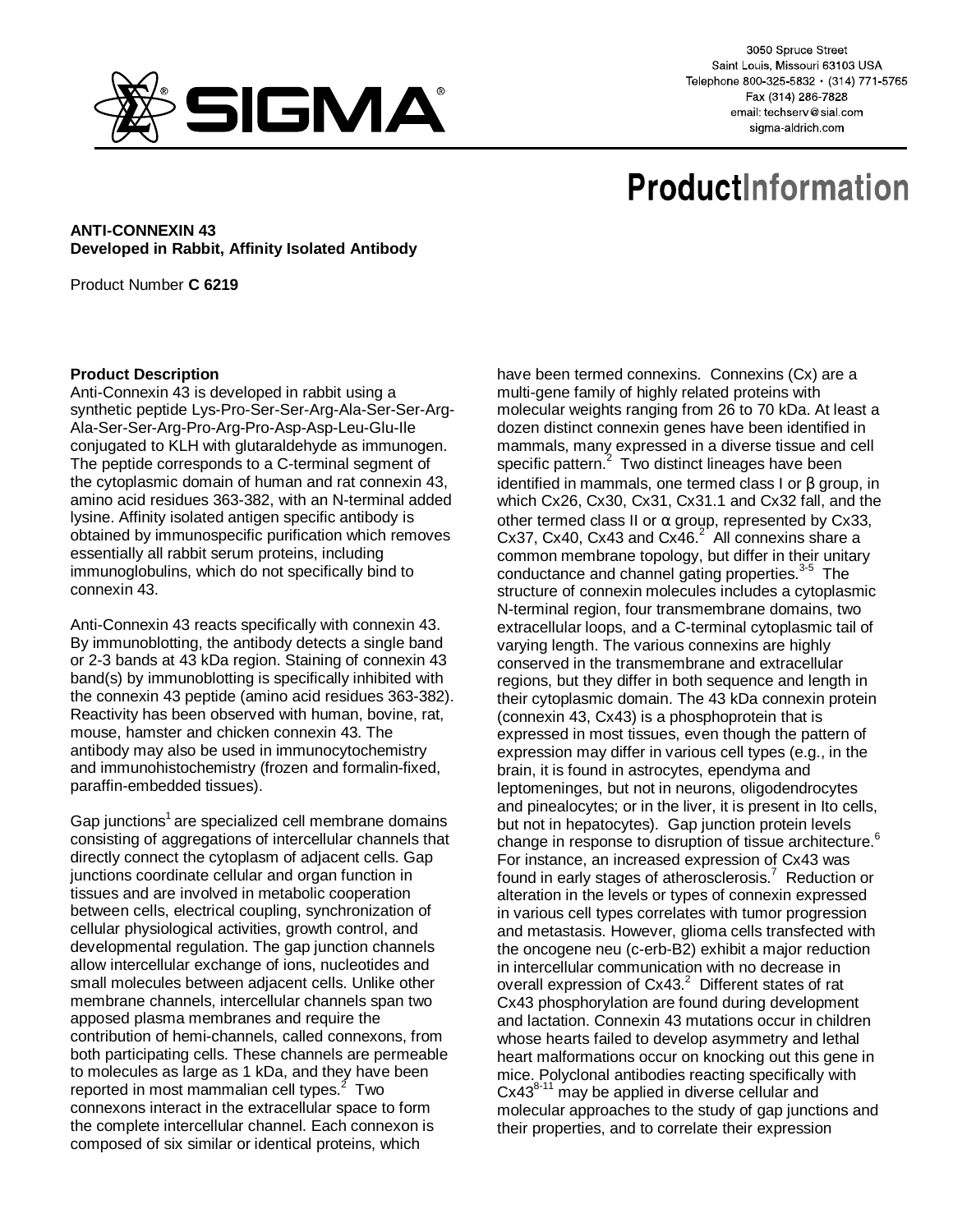3050 Spruce Street
Saint Louis, Missouri 63103 USA
Telephone 800-325-5832 • (314) 771-5765
Fax (314) 286-7828
email: techserv@sial.com
sigma-aldrich.com

# ProductInformation

**ANTI-CONNEXIN 43**
**Developed in Rabbit, Affinity Isolated Antibody**

Product Number **C 6219**

## Product Description

Anti-Connexin 43 is developed in rabbit using a synthetic peptide Lys-Pro-Ser-Ser-Arg-Ala-Ser-Ser-Arg-Ala-Ser-Ser-Arg-Pro-Arg-Pro-Asp-Asp-Leu-Glu-Ile conjugated to KLH with glutaraldehyde as immunogen. The peptide corresponds to a C-terminal segment of the cytoplasmic domain of human and rat connexin 43, amino acid residues 363-382, with an N-terminal added lysine. Affinity isolated antigen specific antibody is obtained by immunospecific purification which removes essentially all rabbit serum proteins, including immunoglobulins, which do not specifically bind to connexin 43.

Anti-Connexin 43 reacts specifically with connexin 43. By immunoblotting, the antibody detects a single band or 2-3 bands at 43 kDa region. Staining of connexin 43 band(s) by immunoblotting is specifically inhibited with the connexin 43 peptide (amino acid residues 363-382). Reactivity has been observed with human, bovine, rat, mouse, hamster and chicken connexin 43. The antibody may also be used in immunocytochemistry and immunohistochemistry (frozen and formalin-fixed, paraffin-embedded tissues).

Gap junctions[1] are specialized cell membrane domains consisting of aggregations of intercellular channels that directly connect the cytoplasm of adjacent cells. Gap junctions coordinate cellular and organ function in tissues and are involved in metabolic cooperation between cells, electrical coupling, synchronization of cellular physiological activities, growth control, and developmental regulation. The gap junction channels allow intercellular exchange of ions, nucleotides and small molecules between adjacent cells. Unlike other membrane channels, intercellular channels span two apposed plasma membranes and require the contribution of hemi-channels, called connexons, from both participating cells. These channels are permeable to molecules as large as 1 kDa, and they have been reported in most mammalian cell types.[2] Two connexons interact in the extracellular space to form the complete intercellular channel. Each connexon is composed of six similar or identical proteins, which have been termed connexins. Connexins (Cx) are a multi-gene family of highly related proteins with molecular weights ranging from 26 to 70 kDa. At least a dozen distinct connexin genes have been identified in mammals, many expressed in a diverse tissue and cell specific pattern.[2] Two distinct lineages have been identified in mammals, one termed class I or β group, in which Cx26, Cx30, Cx31, Cx31.1 and Cx32 fall, and the other termed class II or α group, represented by Cx33, Cx37, Cx40, Cx43 and Cx46.[2] All connexins share a common membrane topology, but differ in their unitary conductance and channel gating properties.[3-5] The structure of connexin molecules includes a cytoplasmic N-terminal region, four transmembrane domains, two extracellular loops, and a C-terminal cytoplasmic tail of varying length. The various connexins are highly conserved in the transmembrane and extracellular regions, but they differ in both sequence and length in their cytoplasmic domain. The 43 kDa connexin protein (connexin 43, Cx43) is a phosphoprotein that is expressed in most tissues, even though the pattern of expression may differ in various cell types (e.g., in the brain, it is found in astrocytes, ependyma and leptomeninges, but not in neurons, oligodendrocytes and pinealocytes; or in the liver, it is present in Ito cells, but not in hepatocytes). Gap junction protein levels change in response to disruption of tissue architecture.[6] For instance, an increased expression of Cx43 was found in early stages of atherosclerosis.[7] Reduction or alteration in the levels or types of connexin expressed in various cell types correlates with tumor progression and metastasis. However, glioma cells transfected with the oncogene neu (c-erb-B2) exhibit a major reduction in intercellular communication with no decrease in overall expression of Cx43.[2] Different states of rat Cx43 phosphorylation are found during development and lactation. Connexin 43 mutations occur in children whose hearts failed to develop asymmetry and lethal heart malformations occur on knocking out this gene in mice. Polyclonal antibodies reacting specifically with Cx43[8-11] may be applied in diverse cellular and molecular approaches to the study of gap junctions and their properties, and to correlate their expression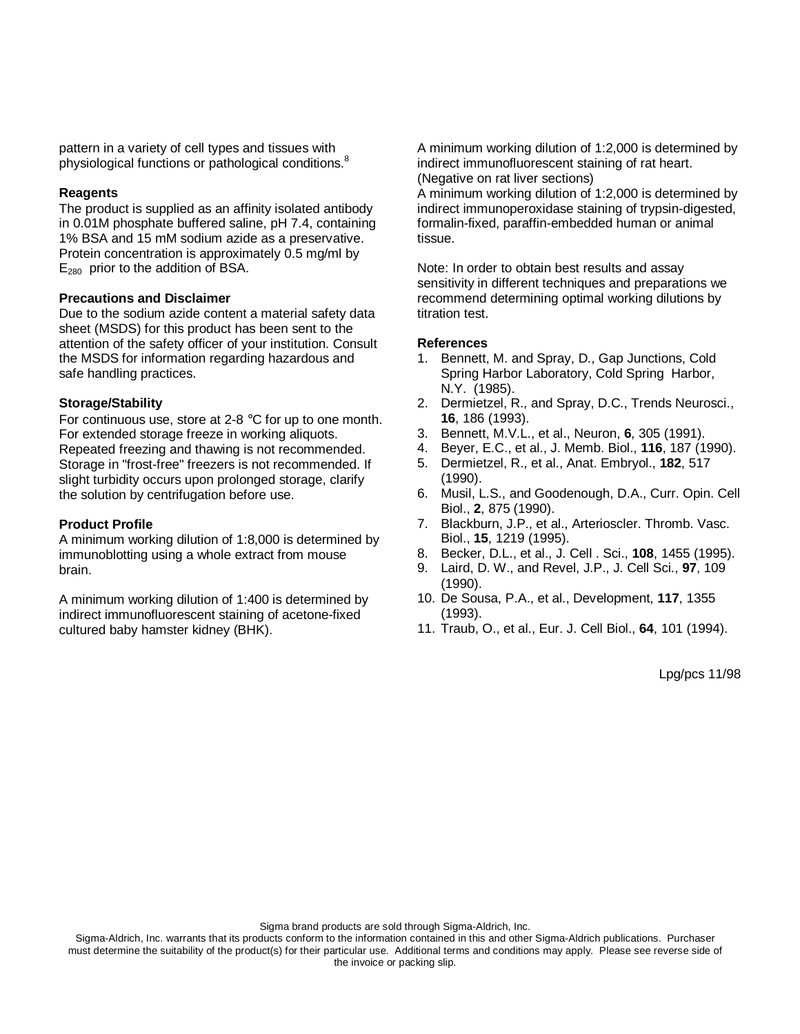pattern in a variety of cell types and tissues with physiological functions or pathological conditions.[8]

### Reagents

The product is supplied as an affinity isolated antibody in 0.01M phosphate buffered saline, pH 7.4, containing 1% BSA and 15 mM sodium azide as a preservative. Protein concentration is approximately 0.5 mg/ml by $E_{280}$ prior to the addition of BSA.

### Precautions and Disclaimer

Due to the sodium azide content a material safety data sheet (MSDS) for this product has been sent to the attention of the safety officer of your institution. Consult the MSDS for information regarding hazardous and safe handling practices.

### Storage/Stability

For continuous use, store at 2-8 °C for up to one month. For extended storage freeze in working aliquots. Repeated freezing and thawing is not recommended. Storage in "frost-free" freezers is not recommended. If slight turbidity occurs upon prolonged storage, clarify the solution by centrifugation before use.

### Product Profile

A minimum working dilution of 1:8,000 is determined by immunoblotting using a whole extract from mouse brain.

A minimum working dilution of 1:400 is determined by indirect immunofluorescent staining of acetone-fixed cultured baby hamster kidney (BHK).

A minimum working dilution of 1:2,000 is determined by indirect immunofluorescent staining of rat heart. (Negative on rat liver sections)
A minimum working dilution of 1:2,000 is determined by indirect immunoperoxidase staining of trypsin-digested, formalin-fixed, paraffin-embedded human or animal tissue.

Note: In order to obtain best results and assay sensitivity in different techniques and preparations we recommend determining optimal working dilutions by titration test.

### References

1. Bennett, M. and Spray, D., Gap Junctions, Cold Spring Harbor Laboratory, Cold Spring Harbor, N.Y. (1985).
2. Dermietzel, R., and Spray, D.C., Trends Neurosci., **16**, 186 (1993).
3. Bennett, M.V.L., et al., Neuron, **6**, 305 (1991).
4. Beyer, E.C., et al., J. Memb. Biol., **116**, 187 (1990).
5. Dermietzel, R., et al., Anat. Embryol., **182**, 517 (1990).
6. Musil, L.S., and Goodenough, D.A., Curr. Opin. Cell Biol., **2**, 875 (1990).
7. Blackburn, J.P., et al., Arterioscler. Thromb. Vasc. Biol., **15**, 1219 (1995).
8. Becker, D.L., et al., J. Cell . Sci., **108**, 1455 (1995).
9. Laird, D. W., and Revel, J.P., J. Cell Sci., **97**, 109 (1990).
10. De Sousa, P.A., et al., Development, **117**, 1355 (1993).
11. Traub, O., et al., Eur. J. Cell Biol., **64**, 101 (1994).

Lpg/pcs 11/98

Sigma brand products are sold through Sigma-Aldrich, Inc.
Sigma-Aldrich, Inc. warrants that its products conform to the information contained in this and other Sigma-Aldrich publications. Purchaser must determine the suitability of the product(s) for their particular use. Additional terms and conditions may apply. Please see reverse side of the invoice or packing slip.